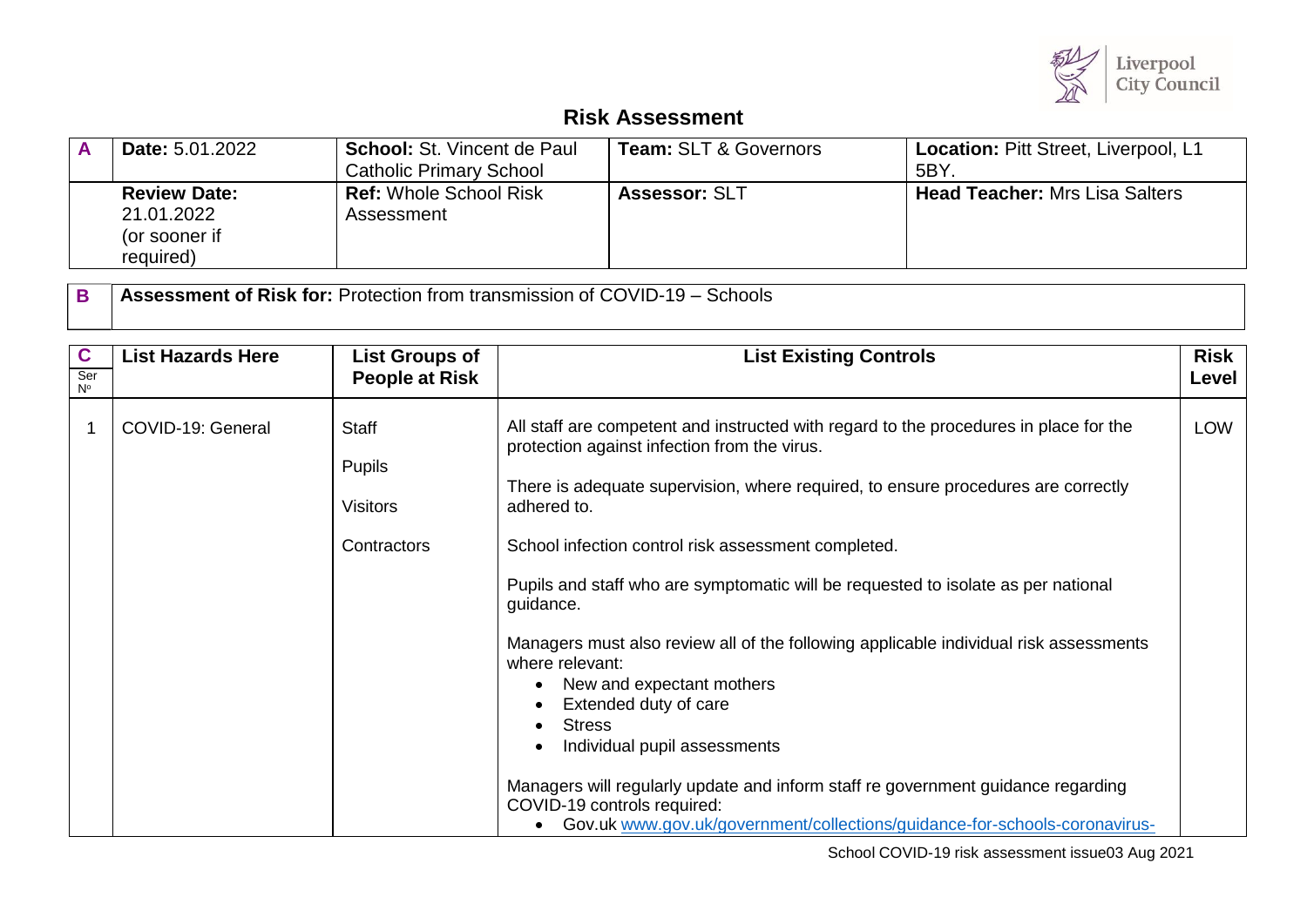# Risk Assessment

| A | **Date:** 5.01.2022 | **School:** St. Vincent de Paul Catholic Primary School | **Team:** SLT & Governors | **Location:** Pitt Street, Liverpool, L1 5BY. |
|---|---|---|---|---|
| | **Review Date:** 21.01.2022 (or sooner if required) | **Ref:** Whole School Risk Assessment | **Assessor:** SLT | **Head Teacher:** Mrs Lisa Salters |

| B | **Assessment of Risk for:** Protection from transmission of COVID-19 – Schools |
|---|---|

| C<br>Ser Nº | List Hazards Here | List Groups of People at Risk | List Existing Controls | Risk Level |
|---|---|---|---|---|
| 1 | COVID-19: General | Staff<br><br>Pupils<br><br>Visitors<br><br>Contractors | All staff are competent and instructed with regard to the procedures in place for the protection against infection from the virus.<br><br>There is adequate supervision, where required, to ensure procedures are correctly adhered to.<br><br>School infection control risk assessment completed.<br><br>Pupils and staff who are symptomatic will be requested to isolate as per national guidance.<br><br>Managers must also review all of the following applicable individual risk assessments where relevant:<br>• New and expectant mothers<br>• Extended duty of care<br>• Stress<br>• Individual pupil assessments<br><br>Managers will regularly update and inform staff re government guidance regarding COVID-19 controls required:<br>• Gov.uk www.gov.uk/government/collections/guidance-for-schools-coronavirus- | LOW |

School COVID-19 risk assessment issue03 Aug 2021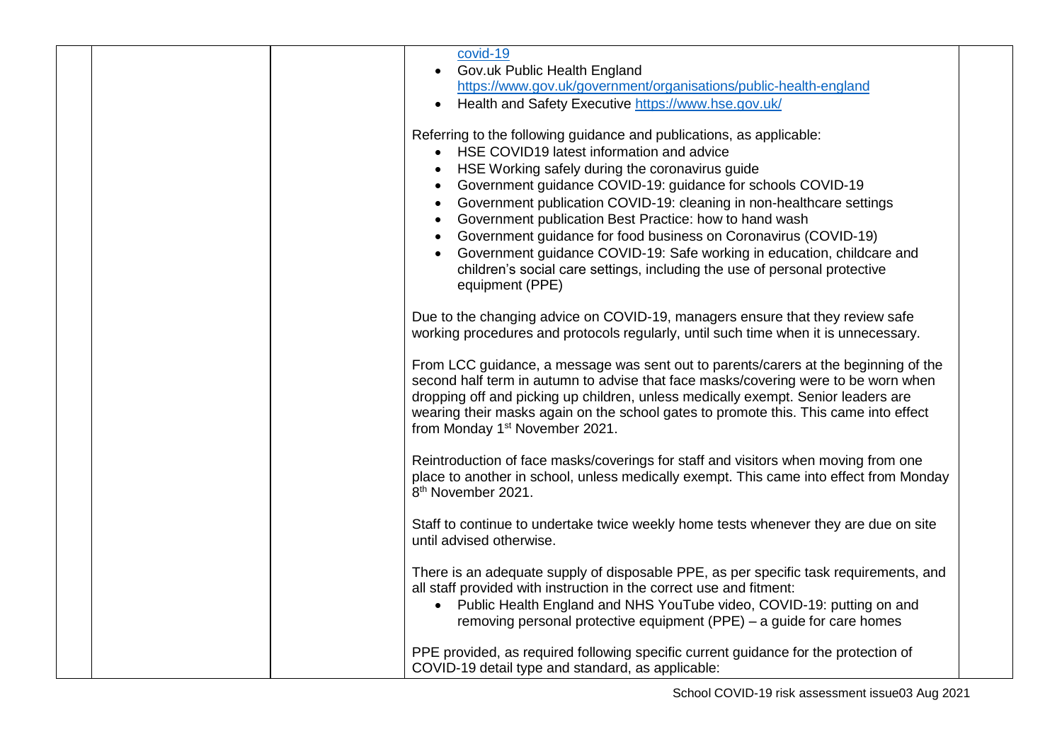| | | | | |
|---|---|---|---|---|
| | | | covid-19<br>• Gov.uk Public Health England https://www.gov.uk/government/organisations/public-health-england<br>• Health and Safety Executive https://www.hse.gov.uk/<br><br>Referring to the following guidance and publications, as applicable:<br>• HSE COVID19 latest information and advice<br>• HSE Working safely during the coronavirus guide<br>• Government guidance COVID-19: guidance for schools COVID-19<br>• Government publication COVID-19: cleaning in non-healthcare settings<br>• Government publication Best Practice: how to hand wash<br>• Government guidance for food business on Coronavirus (COVID-19)<br>• Government guidance COVID-19: Safe working in education, childcare and children's social care settings, including the use of personal protective equipment (PPE)<br><br>Due to the changing advice on COVID-19, managers ensure that they review safe working procedures and protocols regularly, until such time when it is unnecessary.<br><br>From LCC guidance, a message was sent out to parents/carers at the beginning of the second half term in autumn to advise that face masks/covering were to be worn when dropping off and picking up children, unless medically exempt. Senior leaders are wearing their masks again on the school gates to promote this. This came into effect from Monday 1st November 2021.<br><br>Reintroduction of face masks/coverings for staff and visitors when moving from one place to another in school, unless medically exempt. This came into effect from Monday 8th November 2021.<br><br>Staff to continue to undertake twice weekly home tests whenever they are due on site until advised otherwise.<br><br>There is an adequate supply of disposable PPE, as per specific task requirements, and all staff provided with instruction in the correct use and fitment:<br>• Public Health England and NHS YouTube video, COVID-19: putting on and removing personal protective equipment (PPE) – a guide for care homes<br><br>PPE provided, as required following specific current guidance for the protection of COVID-19 detail type and standard, as applicable: | |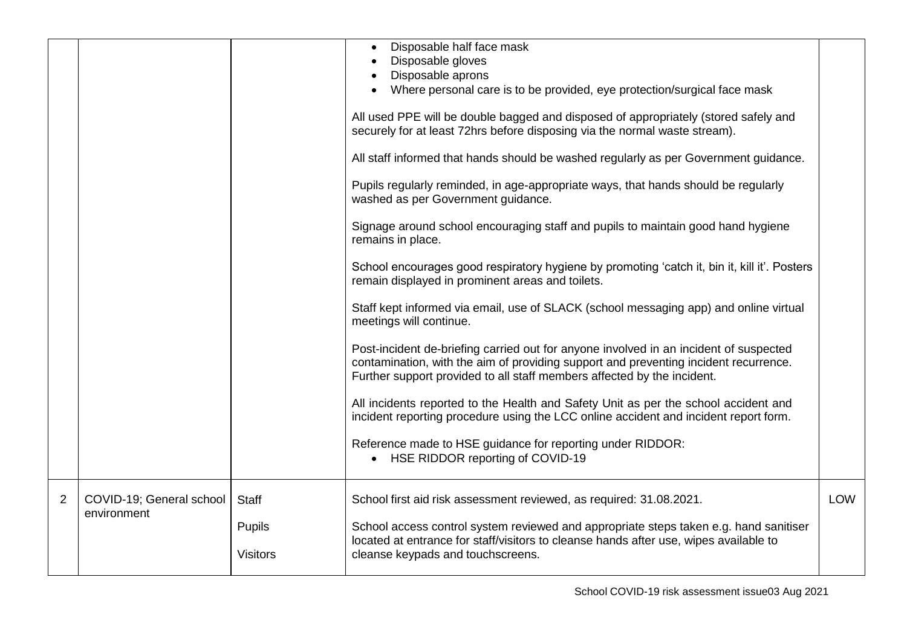| | | | | |
|---|---|---|---|---|
| | | | <ul><li>Disposable half face mask</li><li>Disposable gloves</li><li>Disposable aprons</li><li>Where personal care is to be provided, eye protection/surgical face mask</li></ul>All used PPE will be double bagged and disposed of appropriately (stored safely and securely for at least 72hrs before disposing via the normal waste stream).<br><br>All staff informed that hands should be washed regularly as per Government guidance.<br><br>Pupils regularly reminded, in age-appropriate ways, that hands should be regularly washed as per Government guidance.<br><br>Signage around school encouraging staff and pupils to maintain good hand hygiene remains in place.<br><br>School encourages good respiratory hygiene by promoting 'catch it, bin it, kill it'. Posters remain displayed in prominent areas and toilets.<br><br>Staff kept informed via email, use of SLACK (school messaging app) and online virtual meetings will continue.<br><br>Post-incident de-briefing carried out for anyone involved in an incident of suspected contamination, with the aim of providing support and preventing incident recurrence. Further support provided to all staff members affected by the incident.<br><br>All incidents reported to the Health and Safety Unit as per the school accident and incident reporting procedure using the LCC online accident and incident report form.<br><br>Reference made to HSE guidance for reporting under RIDDOR:<ul><li>HSE RIDDOR reporting of COVID-19</li></ul> | |
| 2 | COVID-19; General school environment | Staff<br><br>Pupils<br><br>Visitors | School first aid risk assessment reviewed, as required: 31.08.2021.<br><br>School access control system reviewed and appropriate steps taken e.g. hand sanitiser located at entrance for staff/visitors to cleanse hands after use, wipes available to cleanse keypads and touchscreens. | LOW |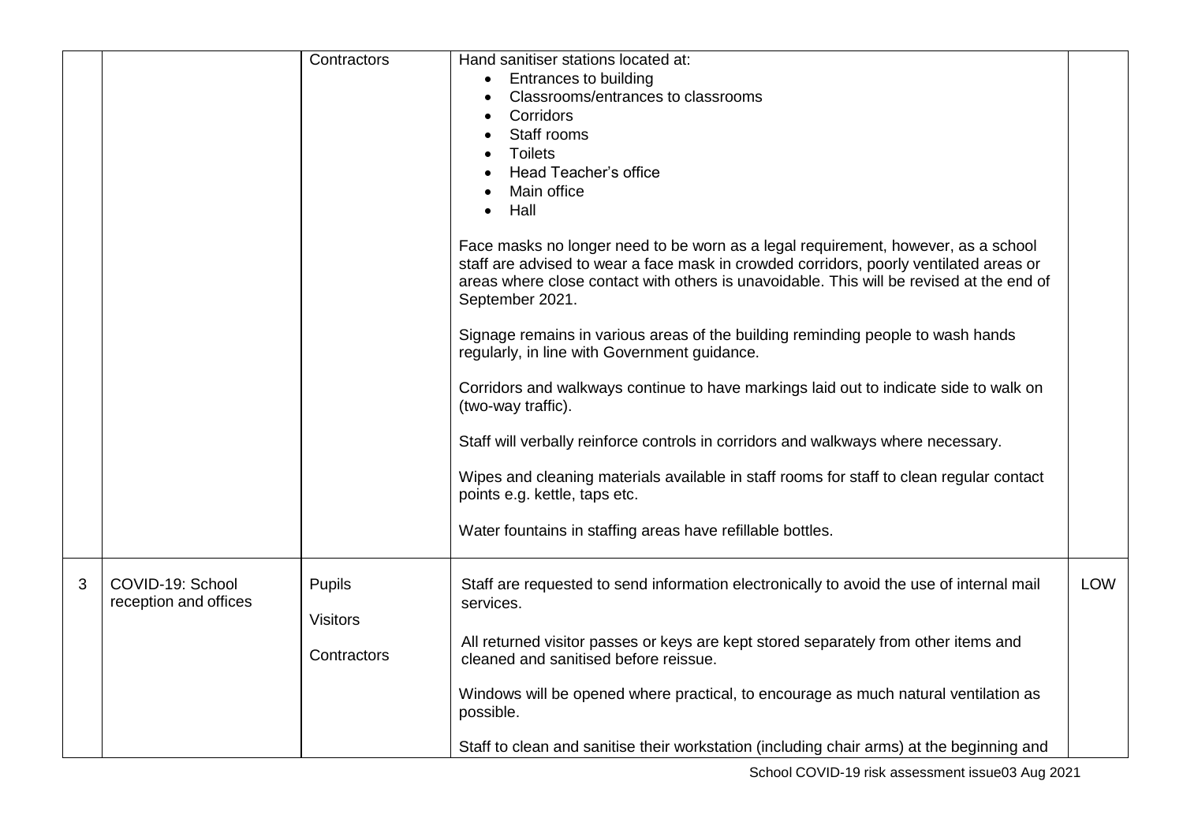| | | | | |
|---|---|---|---|---|
| | | Contractors | Hand sanitiser stations located at:<br>• Entrances to building<br>• Classrooms/entrances to classrooms<br>• Corridors<br>• Staff rooms<br>• Toilets<br>• Head Teacher's office<br>• Main office<br>• Hall<br><br>Face masks no longer need to be worn as a legal requirement, however, as a school staff are advised to wear a face mask in crowded corridors, poorly ventilated areas or areas where close contact with others is unavoidable. This will be revised at the end of September 2021.<br><br>Signage remains in various areas of the building reminding people to wash hands regularly, in line with Government guidance.<br><br>Corridors and walkways continue to have markings laid out to indicate side to walk on (two-way traffic).<br><br>Staff will verbally reinforce controls in corridors and walkways where necessary.<br><br>Wipes and cleaning materials available in staff rooms for staff to clean regular contact points e.g. kettle, taps etc.<br><br>Water fountains in staffing areas have refillable bottles. | |
| 3 | COVID-19: School reception and offices | Pupils<br><br>Visitors<br><br>Contractors | Staff are requested to send information electronically to avoid the use of internal mail services.<br><br>All returned visitor passes or keys are kept stored separately from other items and cleaned and sanitised before reissue.<br><br>Windows will be opened where practical, to encourage as much natural ventilation as possible.<br><br>Staff to clean and sanitise their workstation (including chair arms) at the beginning and | LOW |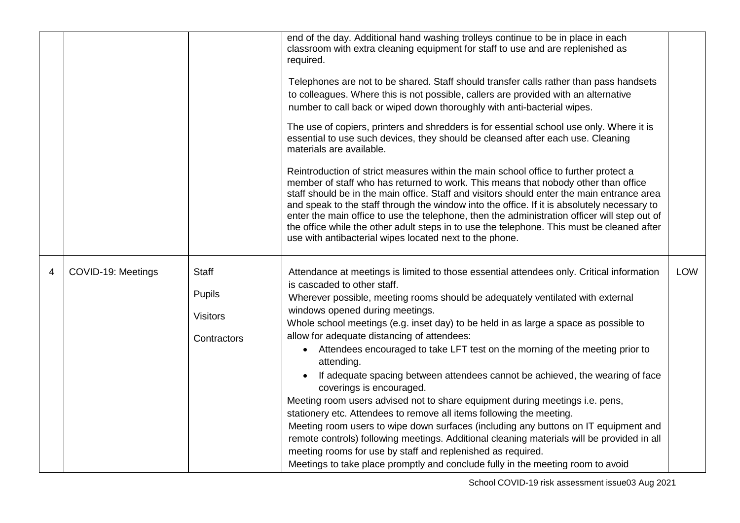| | | | | |
|---|---|---|---|---|
| | | | end of the day. Additional hand washing trolleys continue to be in place in each classroom with extra cleaning equipment for staff to use and are replenished as required.<br><br>Telephones are not to be shared. Staff should transfer calls rather than pass handsets to colleagues. Where this is not possible, callers are provided with an alternative number to call back or wiped down thoroughly with anti-bacterial wipes.<br><br>The use of copiers, printers and shredders is for essential school use only. Where it is essential to use such devices, they should be cleansed after each use. Cleaning materials are available.<br><br>Reintroduction of strict measures within the main school office to further protect a member of staff who has returned to work. This means that nobody other than office staff should be in the main office. Staff and visitors should enter the main entrance area and speak to the staff through the window into the office. If it is absolutely necessary to enter the main office to use the telephone, then the administration officer will step out of the office while the other adult steps in to use the telephone. This must be cleaned after use with antibacterial wipes located next to the phone. | |
| 4 | COVID-19: Meetings | Staff<br><br>Pupils<br><br>Visitors<br><br>Contractors | Attendance at meetings is limited to those essential attendees only. Critical information is cascaded to other staff.<br>Wherever possible, meeting rooms should be adequately ventilated with external windows opened during meetings.<br>Whole school meetings (e.g. inset day) to be held in as large a space as possible to allow for adequate distancing of attendees:<br>• Attendees encouraged to take LFT test on the morning of the meeting prior to attending.<br>• If adequate spacing between attendees cannot be achieved, the wearing of face coverings is encouraged.<br>Meeting room users advised not to share equipment during meetings i.e. pens, stationery etc. Attendees to remove all items following the meeting.<br>Meeting room users to wipe down surfaces (including any buttons on IT equipment and remote controls) following meetings. Additional cleaning materials will be provided in all meeting rooms for use by staff and replenished as required.<br>Meetings to take place promptly and conclude fully in the meeting room to avoid | LOW |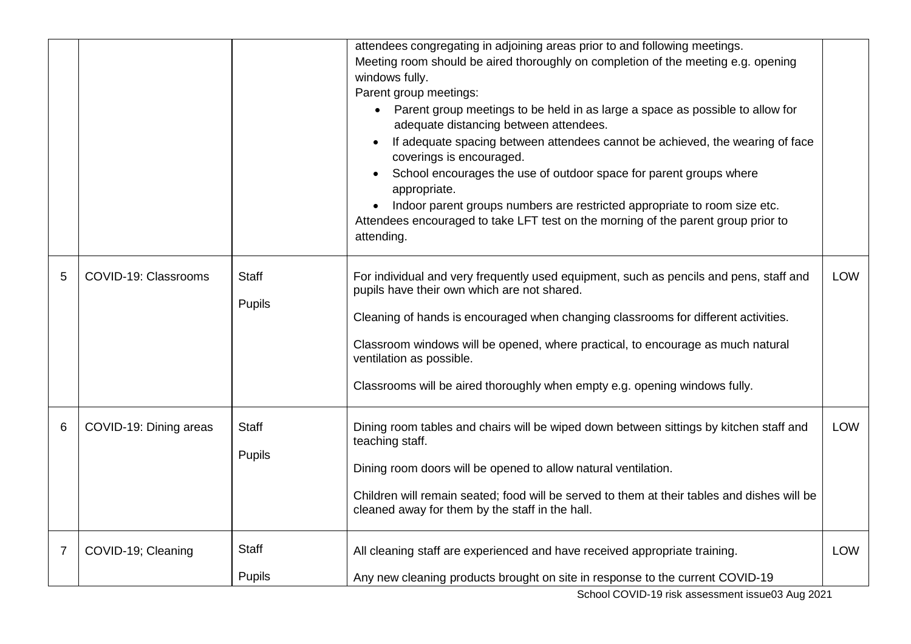| | | | | |
|---|---|---|---|---|
| | | | attendees congregating in adjoining areas prior to and following meetings.<br>Meeting room should be aired thoroughly on completion of the meeting e.g. opening windows fully.<br>Parent group meetings:<br>• Parent group meetings to be held in as large a space as possible to allow for adequate distancing between attendees.<br>• If adequate spacing between attendees cannot be achieved, the wearing of face coverings is encouraged.<br>• School encourages the use of outdoor space for parent groups where appropriate.<br>• Indoor parent groups numbers are restricted appropriate to room size etc.<br>Attendees encouraged to take LFT test on the morning of the parent group prior to attending. | |
| 5 | COVID-19: Classrooms | Staff<br>Pupils | For individual and very frequently used equipment, such as pencils and pens, staff and pupils have their own which are not shared.<br>Cleaning of hands is encouraged when changing classrooms for different activities.<br>Classroom windows will be opened, where practical, to encourage as much natural ventilation as possible.<br>Classrooms will be aired thoroughly when empty e.g. opening windows fully. | LOW |
| 6 | COVID-19: Dining areas | Staff<br>Pupils | Dining room tables and chairs will be wiped down between sittings by kitchen staff and teaching staff.<br>Dining room doors will be opened to allow natural ventilation.<br>Children will remain seated; food will be served to them at their tables and dishes will be cleaned away for them by the staff in the hall. | LOW |
| 7 | COVID-19; Cleaning | Staff<br>Pupils | All cleaning staff are experienced and have received appropriate training.<br>Any new cleaning products brought on site in response to the current COVID-19 | LOW |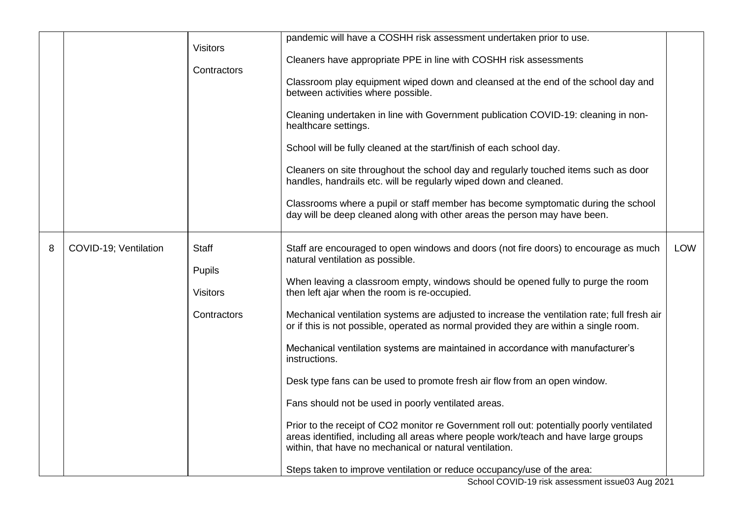| | | | | |
|---|---|---|---|---|
| | | Visitors<br><br>Contractors | pandemic will have a COSHH risk assessment undertaken prior to use.<br><br>Cleaners have appropriate PPE in line with COSHH risk assessments<br><br>Classroom play equipment wiped down and cleansed at the end of the school day and between activities where possible.<br><br>Cleaning undertaken in line with Government publication COVID-19: cleaning in non-healthcare settings.<br><br>School will be fully cleaned at the start/finish of each school day.<br><br>Cleaners on site throughout the school day and regularly touched items such as door handles, handrails etc. will be regularly wiped down and cleaned.<br><br>Classrooms where a pupil or staff member has become symptomatic during the school day will be deep cleaned along with other areas the person may have been. | |
| 8 | COVID-19; Ventilation | Staff<br><br>Pupils<br><br>Visitors<br><br>Contractors | Staff are encouraged to open windows and doors (not fire doors) to encourage as much natural ventilation as possible.<br><br>When leaving a classroom empty, windows should be opened fully to purge the room then left ajar when the room is re-occupied.<br><br>Mechanical ventilation systems are adjusted to increase the ventilation rate; full fresh air or if this is not possible, operated as normal provided they are within a single room.<br><br>Mechanical ventilation systems are maintained in accordance with manufacturer's instructions.<br><br>Desk type fans can be used to promote fresh air flow from an open window.<br><br>Fans should not be used in poorly ventilated areas.<br><br>Prior to the receipt of $CO_2$ monitor re Government roll out: potentially poorly ventilated areas identified, including all areas where people work/teach and have large groups within, that have no mechanical or natural ventilation.<br><br>Steps taken to improve ventilation or reduce occupancy/use of the area: | LOW |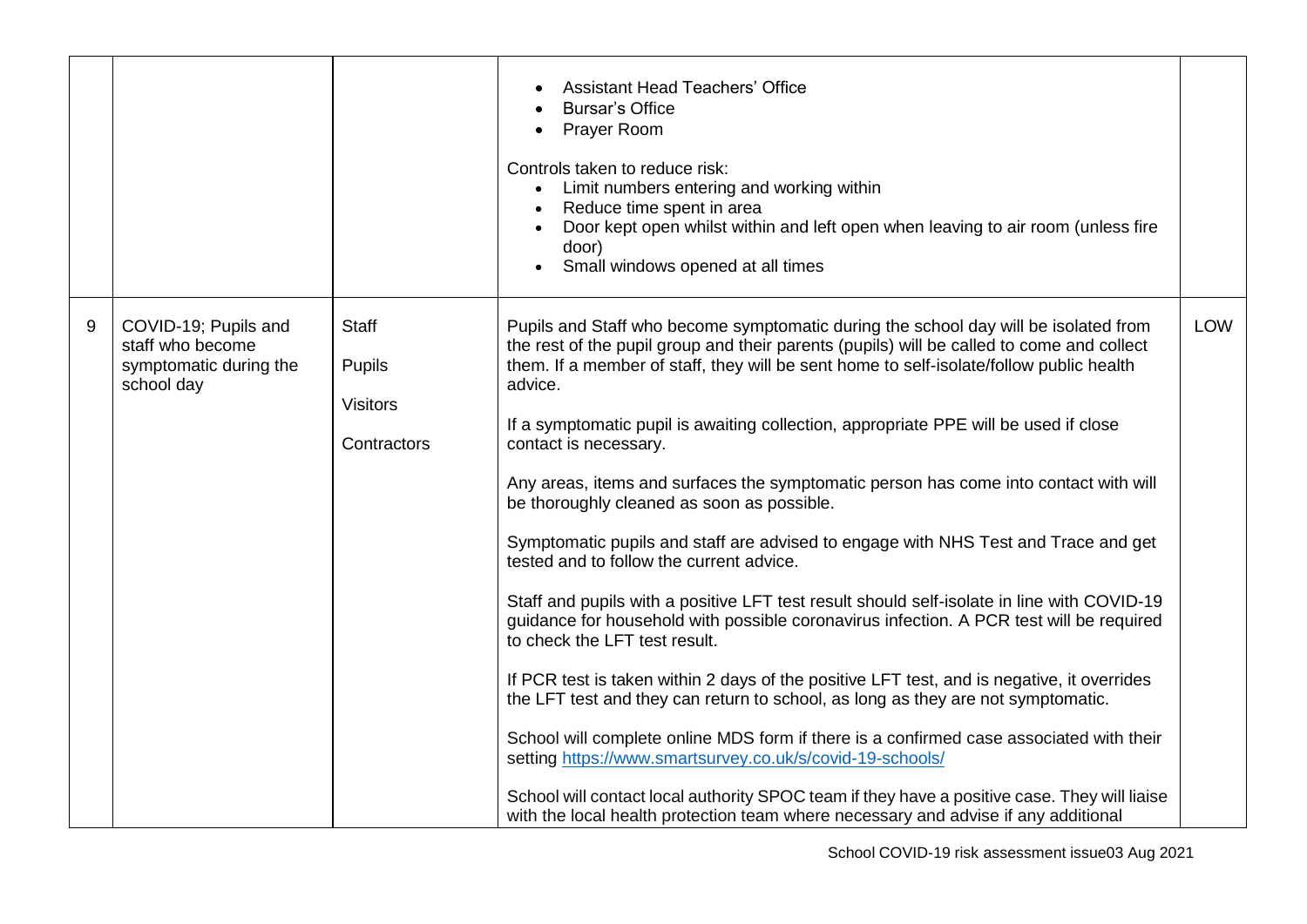| | | | | |
|---|---|---|---|---|
| | | | <ul><li>Assistant Head Teachers' Office</li><li>Bursar's Office</li><li>Prayer Room</li></ul>Controls taken to reduce risk:<ul><li>Limit numbers entering and working within</li><li>Reduce time spent in area</li><li>Door kept open whilst within and left open when leaving to air room (unless fire door)</li><li>Small windows opened at all times</li></ul> | |
| 9 | COVID-19; Pupils and staff who become symptomatic during the school day | Staff<br><br>Pupils<br><br>Visitors<br><br>Contractors | Pupils and Staff who become symptomatic during the school day will be isolated from the rest of the pupil group and their parents (pupils) will be called to come and collect them. If a member of staff, they will be sent home to self-isolate/follow public health advice.<br><br>If a symptomatic pupil is awaiting collection, appropriate PPE will be used if close contact is necessary.<br><br>Any areas, items and surfaces the symptomatic person has come into contact with will be thoroughly cleaned as soon as possible.<br><br>Symptomatic pupils and staff are advised to engage with NHS Test and Trace and get tested and to follow the current advice.<br><br>Staff and pupils with a positive LFT test result should self-isolate in line with COVID-19 guidance for household with possible coronavirus infection. A PCR test will be required to check the LFT test result.<br><br>If PCR test is taken within 2 days of the positive LFT test, and is negative, it overrides the LFT test and they can return to school, as long as they are not symptomatic.<br><br>School will complete online MDS form if there is a confirmed case associated with their setting [https://www.smartsurvey.co.uk/s/covid-19-schools/](https://www.smartsurvey.co.uk/s/covid-19-schools/)<br><br>School will contact local authority SPOC team if they have a positive case. They will liaise with the local health protection team where necessary and advise if any additional | LOW |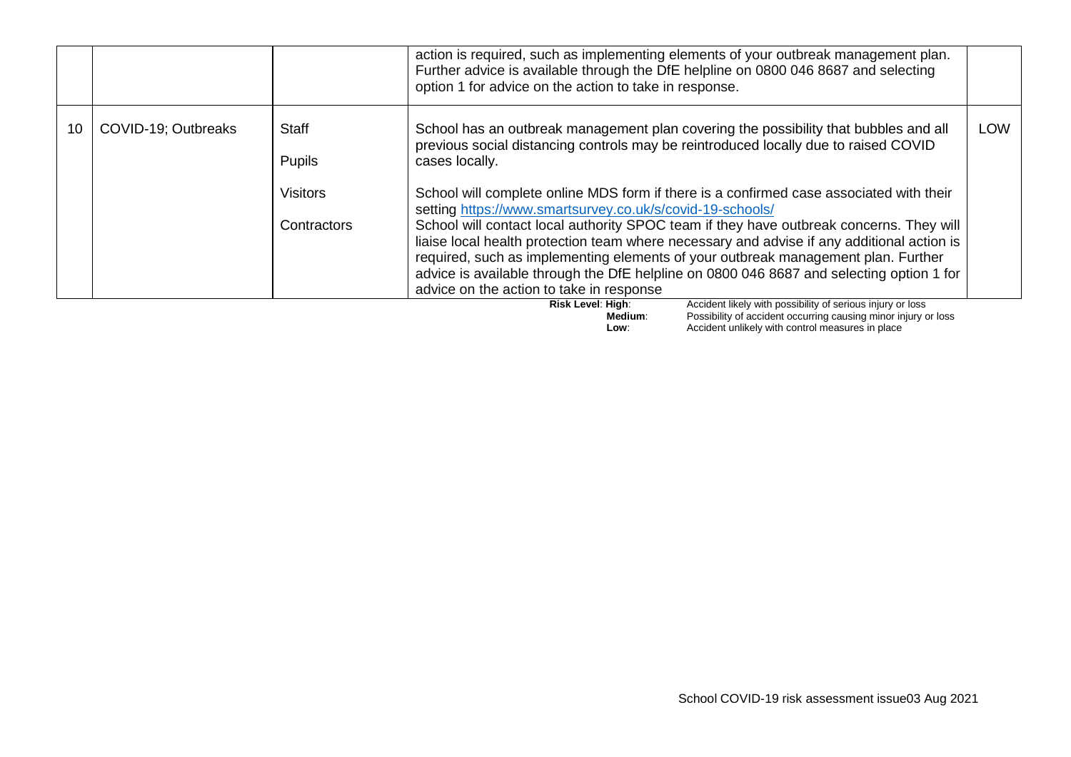| | | | | |
|---|---|---|---|---|
| | | | action is required, such as implementing elements of your outbreak management plan. Further advice is available through the DfE helpline on 0800 046 8687 and selecting option 1 for advice on the action to take in response. | |
| 10 | COVID-19; Outbreaks | Staff<br><br>Pupils<br><br>Visitors<br><br>Contractors | School has an outbreak management plan covering the possibility that bubbles and all previous social distancing controls may be reintroduced locally due to raised COVID cases locally.<br><br>School will complete online MDS form if there is a confirmed case associated with their setting https://www.smartsurvey.co.uk/s/covid-19-schools/<br>School will contact local authority SPOC team if they have outbreak concerns. They will liaise local health protection team where necessary and advise if any additional action is required, such as implementing elements of your outbreak management plan. Further advice is available through the DfE helpline on 0800 046 8687 and selecting option 1 for advice on the action to take in response | LOW |

**Risk Level**: **High**: Accident likely with possibility of serious injury or loss
**Medium**: Possibility of accident occurring causing minor injury or loss
**Low**: Accident unlikely with control measures in place

School COVID-19 risk assessment issue03 Aug 2021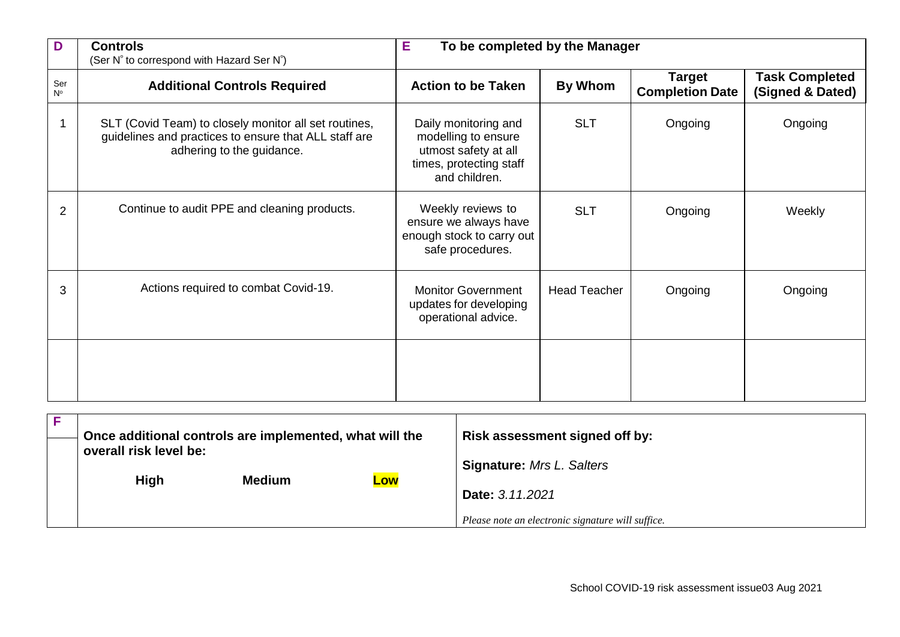| D | Controls (Ser N° to correspond with Hazard Ser N°) | E | To be completed by the Manager | | |
|---|---|---|---|---|---|
| Ser N° | **Additional Controls Required** | **Action to be Taken** | **By Whom** | **Target Completion Date** | **Task Completed (Signed & Dated)** |
| 1 | SLT (Covid Team) to closely monitor all set routines, guidelines and practices to ensure that ALL staff are adhering to the guidance. | Daily monitoring and modelling to ensure utmost safety at all times, protecting staff and children. | SLT | Ongoing | Ongoing |
| 2 | Continue to audit PPE and cleaning products. | Weekly reviews to ensure we always have enough stock to carry out safe procedures. | SLT | Ongoing | Weekly |
| 3 | Actions required to combat Covid-19. | Monitor Government updates for developing operational advice. | Head Teacher | Ongoing | Ongoing |
| | | | | | |

| F | | |
|---|---|---|
| | **Once additional controls are implemented, what will the overall risk level be:** **High** **Medium** **Low** | **Risk assessment signed off by:** **Signature:** *Mrs L. Salters* **Date:** *3.11.2021* *Please note an electronic signature will suffice.* |

School COVID-19 risk assessment issue03 Aug 2021